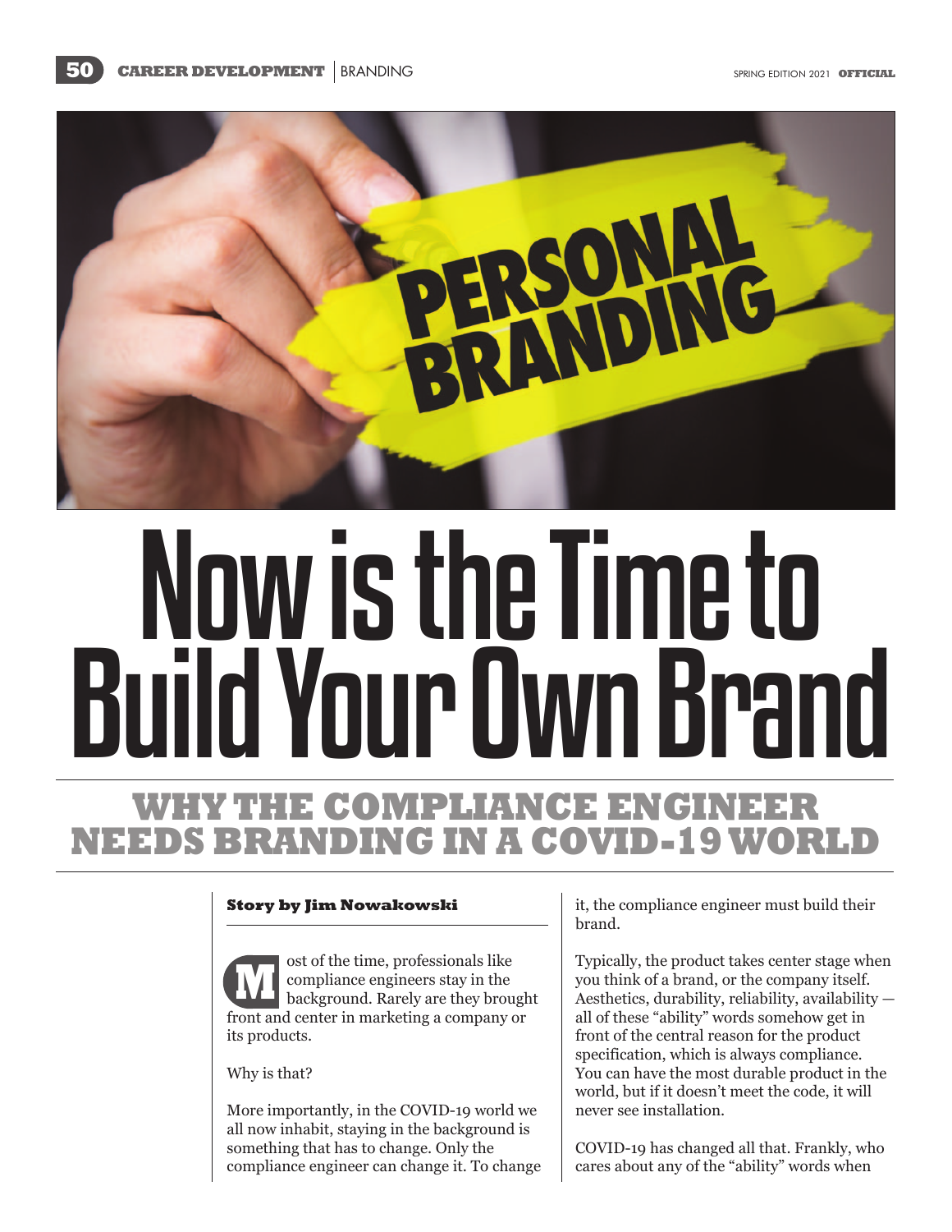# Now is the Time to Build Your Own Brand

## WHY THE COMPLIANCE ENGINEER NEEDS BRANDING IN A COVID-19 WORLD

**Story by Jim Nowakowski**

Most of the time, professionals like compliance engineers stay in the background. Rarely are they brought front and center in marketing a company or its products.

Why is that?

More importantly, in the COVID-19 world we all now inhabit, staying in the background is something that has to change. Only the compliance engineer can change it. To change it, the compliance engineer must build their brand.

Typically, the product takes center stage when you think of a brand, or the company itself. Aesthetics, durability, reliability, availability — all of these "ability" words somehow get in front of the central reason for the product specification, which is always compliance. You can have the most durable product in the world, but if it doesn't meet the code, it will never see installation.

COVID-19 has changed all that. Frankly, who cares about any of the "ability" words when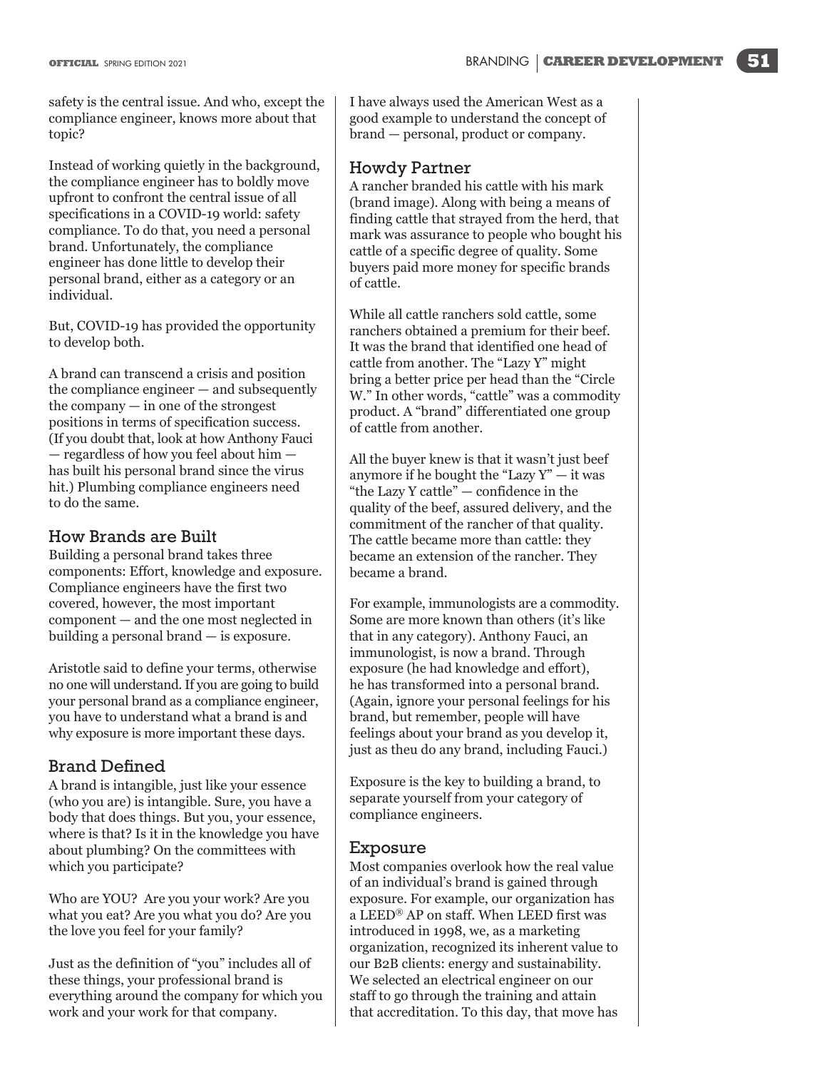safety is the central issue. And who, except the compliance engineer, knows more about that topic?

Instead of working quietly in the background, the compliance engineer has to boldly move upfront to confront the central issue of all specifications in a COVID-19 world: safety compliance. To do that, you need a personal brand. Unfortunately, the compliance engineer has done little to develop their personal brand, either as a category or an individual.

But, COVID-19 has provided the opportunity to develop both.

A brand can transcend a crisis and position the compliance engineer — and subsequently the company — in one of the strongest positions in terms of specification success. (If you doubt that, look at how Anthony Fauci — regardless of how you feel about him — has built his personal brand since the virus hit.) Plumbing compliance engineers need to do the same.

## How Brands are Built

Building a personal brand takes three components: Effort, knowledge and exposure. Compliance engineers have the first two covered, however, the most important component — and the one most neglected in building a personal brand — is exposure.

Aristotle said to define your terms, otherwise no one will understand. If you are going to build your personal brand as a compliance engineer, you have to understand what a brand is and why exposure is more important these days.

## Brand Defined

A brand is intangible, just like your essence (who you are) is intangible. Sure, you have a body that does things. But you, your essence, where is that? Is it in the knowledge you have about plumbing? On the committees with which you participate?

Who are YOU? Are you your work? Are you what you eat? Are you what you do? Are you the love you feel for your family?

Just as the definition of "you" includes all of these things, your professional brand is everything around the company for which you work and your work for that company.

I have always used the American West as a good example to understand the concept of brand — personal, product or company.

## Howdy Partner

A rancher branded his cattle with his mark (brand image). Along with being a means of finding cattle that strayed from the herd, that mark was assurance to people who bought his cattle of a specific degree of quality. Some buyers paid more money for specific brands of cattle.

While all cattle ranchers sold cattle, some ranchers obtained a premium for their beef. It was the brand that identified one head of cattle from another. The "Lazy Y" might bring a better price per head than the "Circle W." In other words, "cattle" was a commodity product. A "brand" differentiated one group of cattle from another.

All the buyer knew is that it wasn't just beef anymore if he bought the "Lazy Y" — it was "the Lazy Y cattle" — confidence in the quality of the beef, assured delivery, and the commitment of the rancher of that quality. The cattle became more than cattle: they became an extension of the rancher. They became a brand.

For example, immunologists are a commodity. Some are more known than others (it's like that in any category). Anthony Fauci, an immunologist, is now a brand. Through exposure (he had knowledge and effort), he has transformed into a personal brand. (Again, ignore your personal feelings for his brand, but remember, people will have feelings about your brand as you develop it, just as theu do any brand, including Fauci.)

Exposure is the key to building a brand, to separate yourself from your category of compliance engineers.

## Exposure

Most companies overlook how the real value of an individual's brand is gained through exposure. For example, our organization has a LEED® AP on staff. When LEED first was introduced in 1998, we, as a marketing organization, recognized its inherent value to our B2B clients: energy and sustainability. We selected an electrical engineer on our staff to go through the training and attain that accreditation. To this day, that move has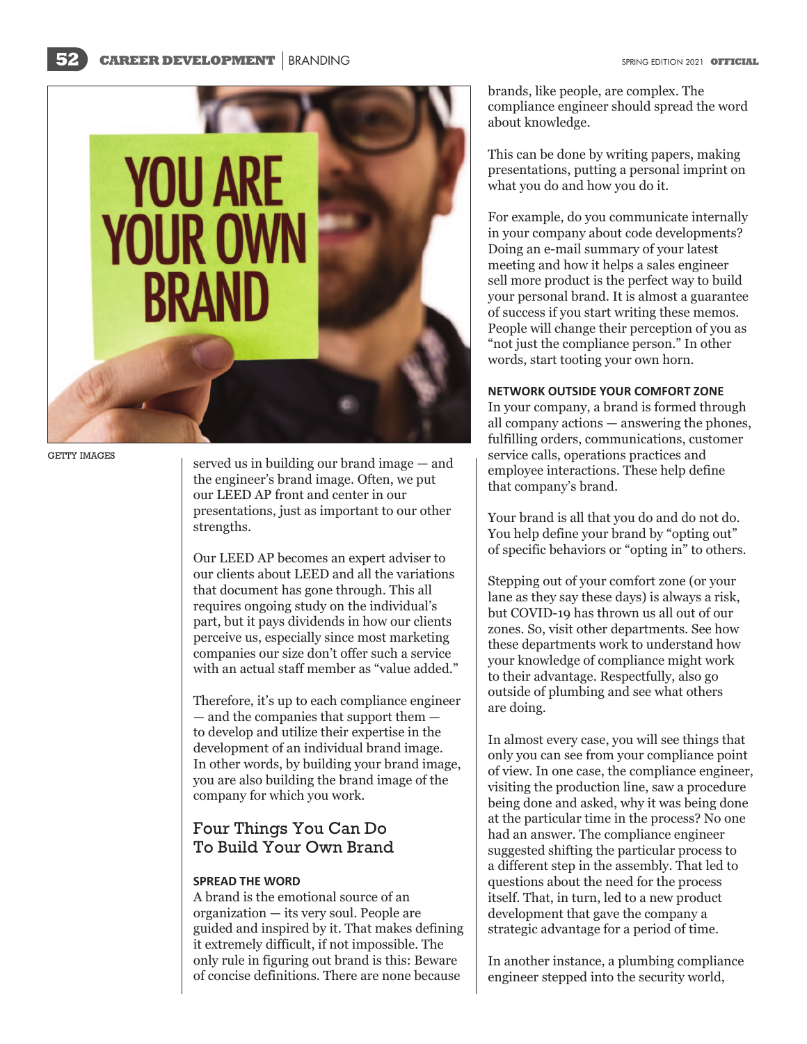GETTY IMAGES

served us in building our brand image — and the engineer's brand image. Often, we put our LEED AP front and center in our presentations, just as important to our other strengths.

Our LEED AP becomes an expert adviser to our clients about LEED and all the variations that document has gone through. This all requires ongoing study on the individual's part, but it pays dividends in how our clients perceive us, especially since most marketing companies our size don't offer such a service with an actual staff member as "value added."

Therefore, it's up to each compliance engineer — and the companies that support them — to develop and utilize their expertise in the development of an individual brand image. In other words, by building your brand image, you are also building the brand image of the company for which you work.

## Four Things You Can Do To Build Your Own Brand

### SPREAD THE WORD

A brand is the emotional source of an organization — its very soul. People are guided and inspired by it. That makes defining it extremely difficult, if not impossible. The only rule in figuring out brand is this: Beware of concise definitions. There are none because brands, like people, are complex. The compliance engineer should spread the word about knowledge.

This can be done by writing papers, making presentations, putting a personal imprint on what you do and how you do it.

For example, do you communicate internally in your company about code developments? Doing an e-mail summary of your latest meeting and how it helps a sales engineer sell more product is the perfect way to build your personal brand. It is almost a guarantee of success if you start writing these memos. People will change their perception of you as "not just the compliance person." In other words, start tooting your own horn.

### NETWORK OUTSIDE YOUR COMFORT ZONE

In your company, a brand is formed through all company actions — answering the phones, fulfilling orders, communications, customer service calls, operations practices and employee interactions. These help define that company's brand.

Your brand is all that you do and do not do. You help define your brand by "opting out" of specific behaviors or "opting in" to others.

Stepping out of your comfort zone (or your lane as they say these days) is always a risk, but COVID-19 has thrown us all out of our zones. So, visit other departments. See how these departments work to understand how your knowledge of compliance might work to their advantage. Respectfully, also go outside of plumbing and see what others are doing.

In almost every case, you will see things that only you can see from your compliance point of view. In one case, the compliance engineer, visiting the production line, saw a procedure being done and asked, why it was being done at the particular time in the process? No one had an answer. The compliance engineer suggested shifting the particular process to a different step in the assembly. That led to questions about the need for the process itself. That, in turn, led to a new product development that gave the company a strategic advantage for a period of time.

In another instance, a plumbing compliance engineer stepped into the security world,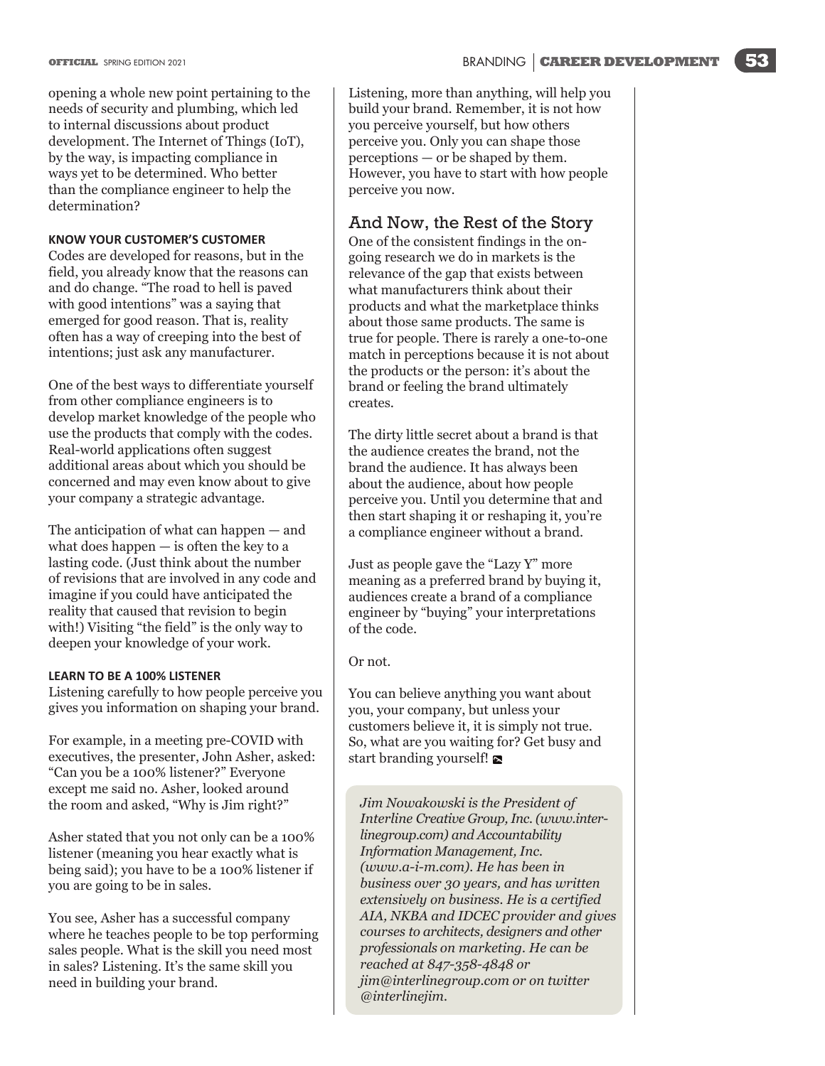opening a whole new point pertaining to the needs of security and plumbing, which led to internal discussions about product development. The Internet of Things (IoT), by the way, is impacting compliance in ways yet to be determined. Who better than the compliance engineer to help the determination?

### KNOW YOUR CUSTOMER'S CUSTOMER

Codes are developed for reasons, but in the field, you already know that the reasons can and do change. "The road to hell is paved with good intentions" was a saying that emerged for good reason. That is, reality often has a way of creeping into the best of intentions; just ask any manufacturer.

One of the best ways to differentiate yourself from other compliance engineers is to develop market knowledge of the people who use the products that comply with the codes. Real-world applications often suggest additional areas about which you should be concerned and may even know about to give your company a strategic advantage.

The anticipation of what can happen — and what does happen — is often the key to a lasting code. (Just think about the number of revisions that are involved in any code and imagine if you could have anticipated the reality that caused that revision to begin with!) Visiting "the field" is the only way to deepen your knowledge of your work.

### LEARN TO BE A 100% LISTENER

Listening carefully to how people perceive you gives you information on shaping your brand.

For example, in a meeting pre-COVID with executives, the presenter, John Asher, asked: "Can you be a 100% listener?" Everyone except me said no. Asher, looked around the room and asked, "Why is Jim right?"

Asher stated that you not only can be a 100% listener (meaning you hear exactly what is being said); you have to be a 100% listener if you are going to be in sales.

You see, Asher has a successful company where he teaches people to be top performing sales people. What is the skill you need most in sales? Listening. It's the same skill you need in building your brand.

Listening, more than anything, will help you build your brand. Remember, it is not how you perceive yourself, but how others perceive you. Only you can shape those perceptions — or be shaped by them. However, you have to start with how people perceive you now.

## And Now, the Rest of the Story

One of the consistent findings in the ongoing research we do in markets is the relevance of the gap that exists between what manufacturers think about their products and what the marketplace thinks about those same products. The same is true for people. There is rarely a one-to-one match in perceptions because it is not about the products or the person: it's about the brand or feeling the brand ultimately creates.

The dirty little secret about a brand is that the audience creates the brand, not the brand the audience. It has always been about the audience, about how people perceive you. Until you determine that and then start shaping it or reshaping it, you're a compliance engineer without a brand.

Just as people gave the "Lazy Y" more meaning as a preferred brand by buying it, audiences create a brand of a compliance engineer by "buying" your interpretations of the code.

Or not.

You can believe anything you want about you, your company, but unless your customers believe it, it is simply not true. So, what are you waiting for? Get busy and start branding yourself!

*Jim Nowakowski is the President of Interline Creative Group, Inc. (www.interlinegroup.com) and Accountability Information Management, Inc. (www.a-i-m.com). He has been in business over 30 years, and has written extensively on business. He is a certified AIA, NKBA and IDCEC provider and gives courses to architects, designers and other professionals on marketing. He can be reached at 847-358-4848 or jim@interlinegroup.com or on twitter @interlinejim.*